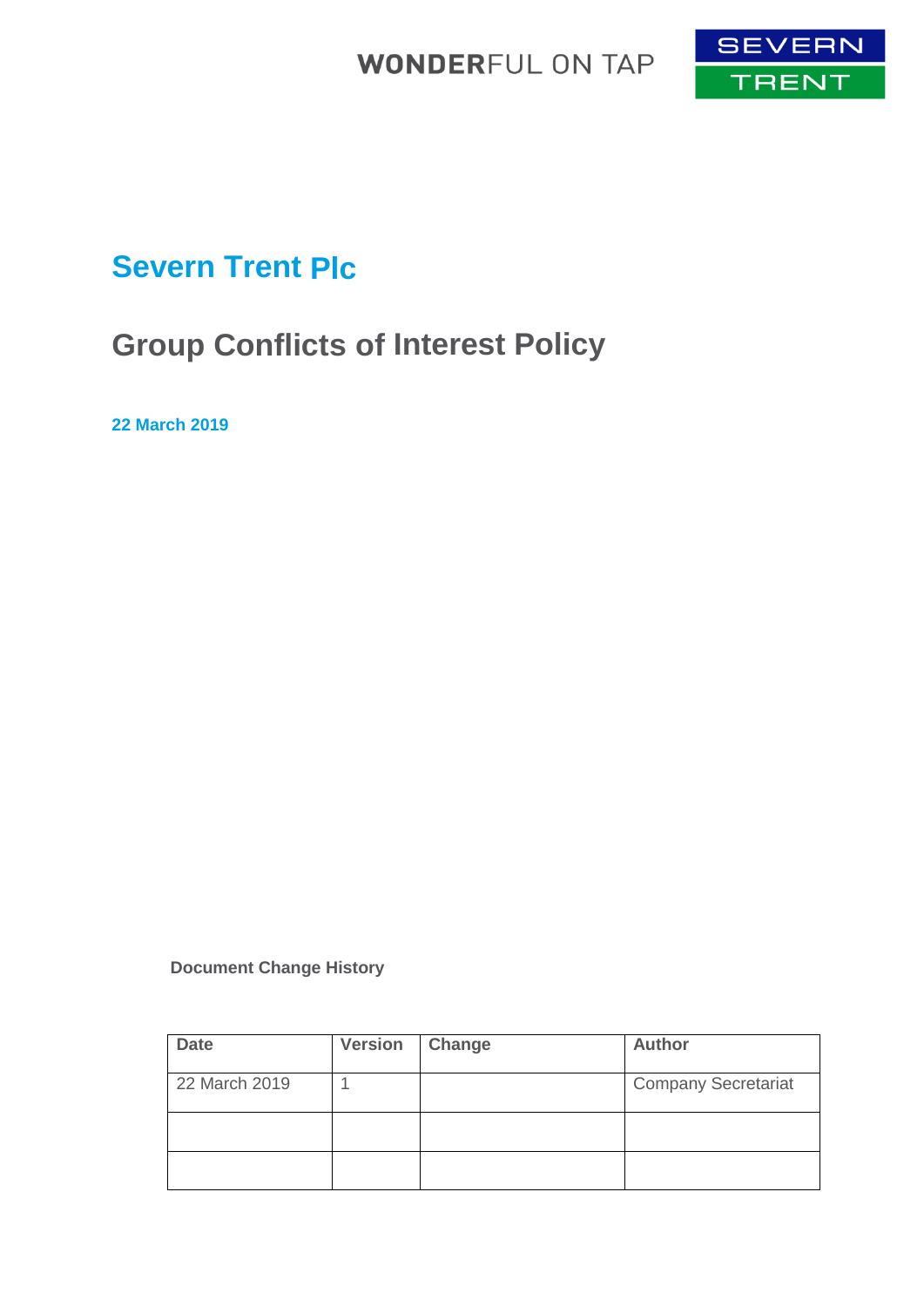WONDERFUL ON TAP

SEVERN TRENT

# Severn Trent Plc

## Group Conflicts of Interest Policy

**22 March 2019**

**Document Change History**

| Date | Version | Change | Author |
|---|---|---|---|
| 22 March 2019 | 1 | | Company Secretariat |
| | | | |
| | | | |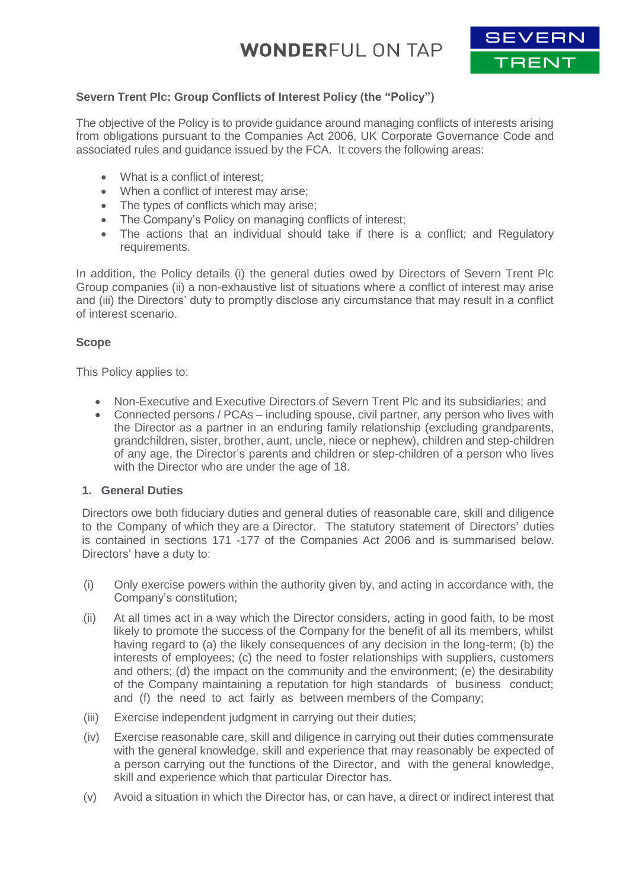**Severn Trent Plc: Group Conflicts of Interest Policy (the "Policy")**

The objective of the Policy is to provide guidance around managing conflicts of interests arising from obligations pursuant to the Companies Act 2006, UK Corporate Governance Code and associated rules and guidance issued by the FCA. It covers the following areas:

- What is a conflict of interest;
- When a conflict of interest may arise;
- The types of conflicts which may arise;
- The Company's Policy on managing conflicts of interest;
- The actions that an individual should take if there is a conflict; and Regulatory requirements.

In addition, the Policy details (i) the general duties owed by Directors of Severn Trent Plc Group companies (ii) a non-exhaustive list of situations where a conflict of interest may arise and (iii) the Directors' duty to promptly disclose any circumstance that may result in a conflict of interest scenario.

**Scope**

This Policy applies to:

- Non-Executive and Executive Directors of Severn Trent Plc and its subsidiaries; and
- Connected persons / PCAs – including spouse, civil partner, any person who lives with the Director as a partner in an enduring family relationship (excluding grandparents, grandchildren, sister, brother, aunt, uncle, niece or nephew), children and step-children of any age, the Director's parents and children or step-children of a person who lives with the Director who are under the age of 18.

**1. General Duties**

Directors owe both fiduciary duties and general duties of reasonable care, skill and diligence to the Company of which they are a Director. The statutory statement of Directors' duties is contained in sections 171 -177 of the Companies Act 2006 and is summarised below. Directors' have a duty to:

(i) Only exercise powers within the authority given by, and acting in accordance with, the Company's constitution;

(ii) At all times act in a way which the Director considers, acting in good faith, to be most likely to promote the success of the Company for the benefit of all its members, whilst having regard to (a) the likely consequences of any decision in the long-term; (b) the interests of employees; (c) the need to foster relationships with suppliers, customers and others; (d) the impact on the community and the environment; (e) the desirability of the Company maintaining a reputation for high standards of business conduct; and (f) the need to act fairly as between members of the Company;

(iii) Exercise independent judgment in carrying out their duties;

(iv) Exercise reasonable care, skill and diligence in carrying out their duties commensurate with the general knowledge, skill and experience that may reasonably be expected of a person carrying out the functions of the Director, and with the general knowledge, skill and experience which that particular Director has.

(v) Avoid a situation in which the Director has, or can have, a direct or indirect interest that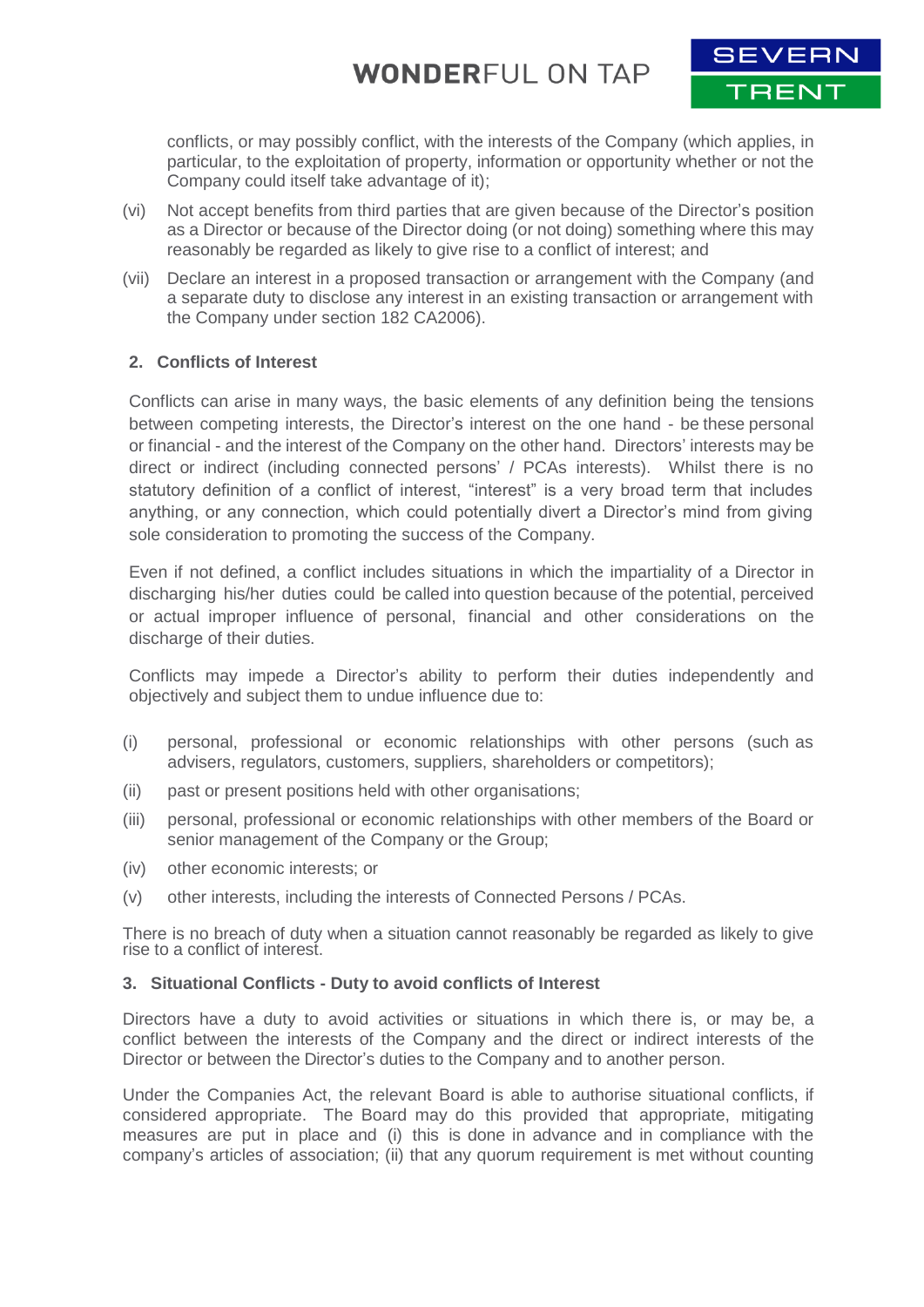conflicts, or may possibly conflict, with the interests of the Company (which applies, in particular, to the exploitation of property, information or opportunity whether or not the Company could itself take advantage of it);

(vi) Not accept benefits from third parties that are given because of the Director's position as a Director or because of the Director doing (or not doing) something where this may reasonably be regarded as likely to give rise to a conflict of interest; and

(vii) Declare an interest in a proposed transaction or arrangement with the Company (and a separate duty to disclose any interest in an existing transaction or arrangement with the Company under section 182 CA2006).

## 2. Conflicts of Interest

Conflicts can arise in many ways, the basic elements of any definition being the tensions between competing interests, the Director's interest on the one hand - be these personal or financial - and the interest of the Company on the other hand. Directors' interests may be direct or indirect (including connected persons' / PCAs interests). Whilst there is no statutory definition of a conflict of interest, "interest" is a very broad term that includes anything, or any connection, which could potentially divert a Director's mind from giving sole consideration to promoting the success of the Company.

Even if not defined, a conflict includes situations in which the impartiality of a Director in discharging his/her duties could be called into question because of the potential, perceived or actual improper influence of personal, financial and other considerations on the discharge of their duties.

Conflicts may impede a Director's ability to perform their duties independently and objectively and subject them to undue influence due to:

(i) personal, professional or economic relationships with other persons (such as advisers, regulators, customers, suppliers, shareholders or competitors);

(ii) past or present positions held with other organisations;

(iii) personal, professional or economic relationships with other members of the Board or senior management of the Company or the Group;

(iv) other economic interests; or

(v) other interests, including the interests of Connected Persons / PCAs.

There is no breach of duty when a situation cannot reasonably be regarded as likely to give rise to a conflict of interest.

## 3. Situational Conflicts - Duty to avoid conflicts of Interest

Directors have a duty to avoid activities or situations in which there is, or may be, a conflict between the interests of the Company and the direct or indirect interests of the Director or between the Director's duties to the Company and to another person.

Under the Companies Act, the relevant Board is able to authorise situational conflicts, if considered appropriate. The Board may do this provided that appropriate, mitigating measures are put in place and (i) this is done in advance and in compliance with the company's articles of association; (ii) that any quorum requirement is met without counting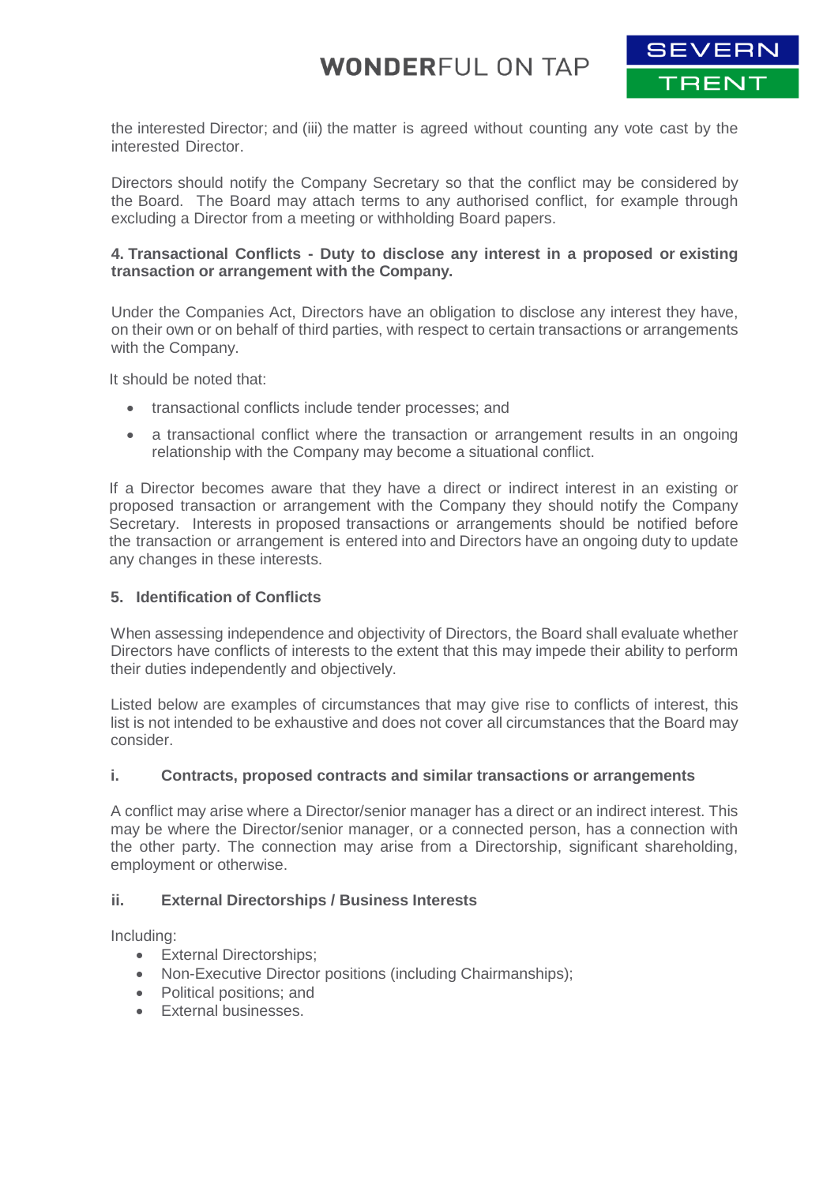the interested Director; and (iii) the matter is agreed without counting any vote cast by the interested Director.

Directors should notify the Company Secretary so that the conflict may be considered by the Board. The Board may attach terms to any authorised conflict, for example through excluding a Director from a meeting or withholding Board papers.

**4. Transactional Conflicts - Duty to disclose any interest in a proposed or existing transaction or arrangement with the Company.**

Under the Companies Act, Directors have an obligation to disclose any interest they have, on their own or on behalf of third parties, with respect to certain transactions or arrangements with the Company.

It should be noted that:

- transactional conflicts include tender processes; and
- a transactional conflict where the transaction or arrangement results in an ongoing relationship with the Company may become a situational conflict.

If a Director becomes aware that they have a direct or indirect interest in an existing or proposed transaction or arrangement with the Company they should notify the Company Secretary. Interests in proposed transactions or arrangements should be notified before the transaction or arrangement is entered into and Directors have an ongoing duty to update any changes in these interests.

**5. Identification of Conflicts**

When assessing independence and objectivity of Directors, the Board shall evaluate whether Directors have conflicts of interests to the extent that this may impede their ability to perform their duties independently and objectively.

Listed below are examples of circumstances that may give rise to conflicts of interest, this list is not intended to be exhaustive and does not cover all circumstances that the Board may consider.

**i. Contracts, proposed contracts and similar transactions or arrangements**

A conflict may arise where a Director/senior manager has a direct or an indirect interest. This may be where the Director/senior manager, or a connected person, has a connection with the other party. The connection may arise from a Directorship, significant shareholding, employment or otherwise.

**ii. External Directorships / Business Interests**

Including:

- External Directorships;
- Non-Executive Director positions (including Chairmanships);
- Political positions; and
- External businesses.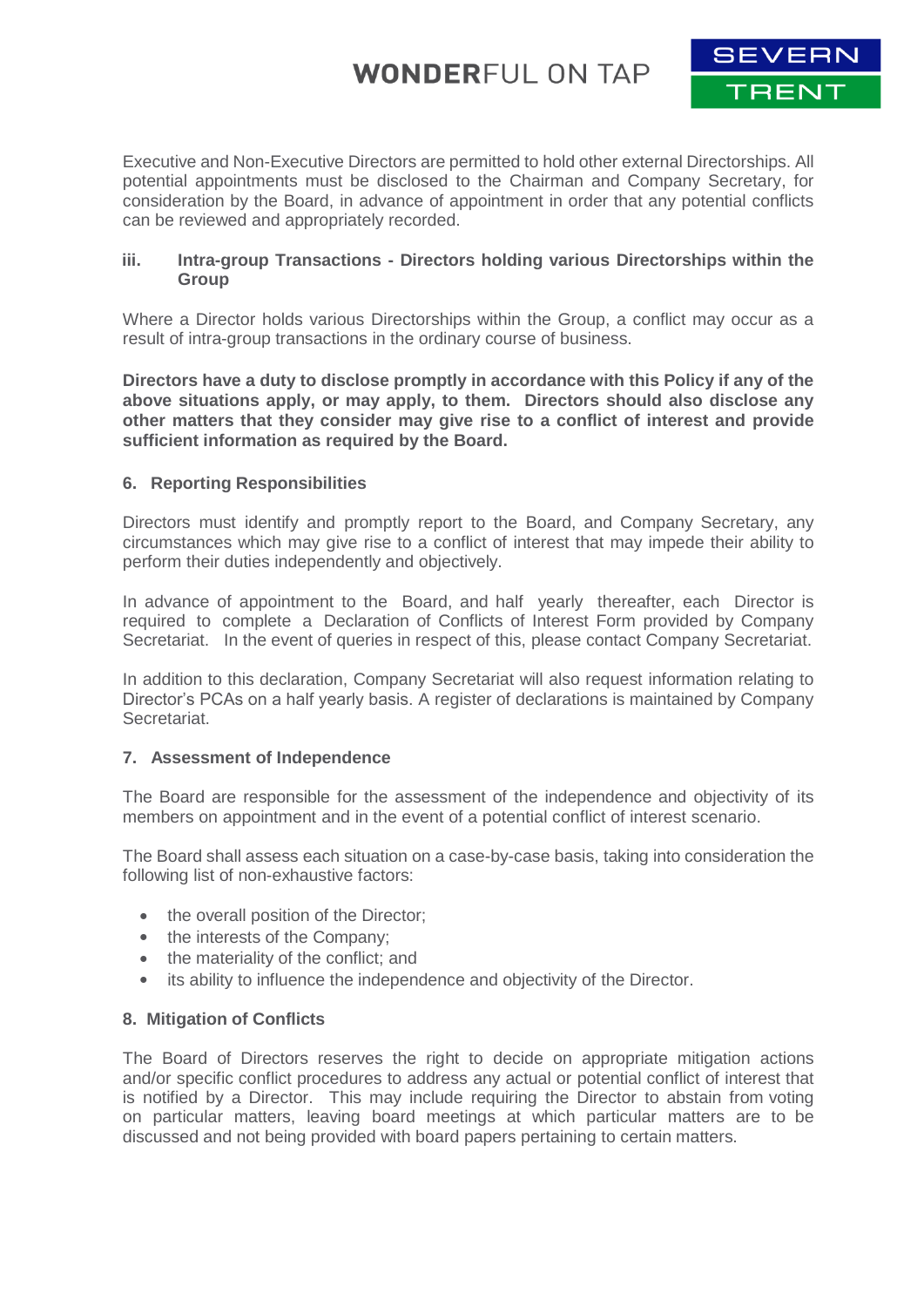Executive and Non-Executive Directors are permitted to hold other external Directorships. All potential appointments must be disclosed to the Chairman and Company Secretary, for consideration by the Board, in advance of appointment in order that any potential conflicts can be reviewed and appropriately recorded.

**iii. Intra-group Transactions - Directors holding various Directorships within the Group**

Where a Director holds various Directorships within the Group, a conflict may occur as a result of intra-group transactions in the ordinary course of business.

**Directors have a duty to disclose promptly in accordance with this Policy if any of the above situations apply, or may apply, to them. Directors should also disclose any other matters that they consider may give rise to a conflict of interest and provide sufficient information as required by the Board.**

### 6. Reporting Responsibilities

Directors must identify and promptly report to the Board, and Company Secretary, any circumstances which may give rise to a conflict of interest that may impede their ability to perform their duties independently and objectively.

In advance of appointment to the Board, and half yearly thereafter, each Director is required to complete a Declaration of Conflicts of Interest Form provided by Company Secretariat. In the event of queries in respect of this, please contact Company Secretariat.

In addition to this declaration, Company Secretariat will also request information relating to Director's PCAs on a half yearly basis. A register of declarations is maintained by Company Secretariat.

### 7. Assessment of Independence

The Board are responsible for the assessment of the independence and objectivity of its members on appointment and in the event of a potential conflict of interest scenario.

The Board shall assess each situation on a case-by-case basis, taking into consideration the following list of non-exhaustive factors:

- the overall position of the Director;
- the interests of the Company;
- the materiality of the conflict; and
- its ability to influence the independence and objectivity of the Director.

### 8. Mitigation of Conflicts

The Board of Directors reserves the right to decide on appropriate mitigation actions and/or specific conflict procedures to address any actual or potential conflict of interest that is notified by a Director. This may include requiring the Director to abstain from voting on particular matters, leaving board meetings at which particular matters are to be discussed and not being provided with board papers pertaining to certain matters.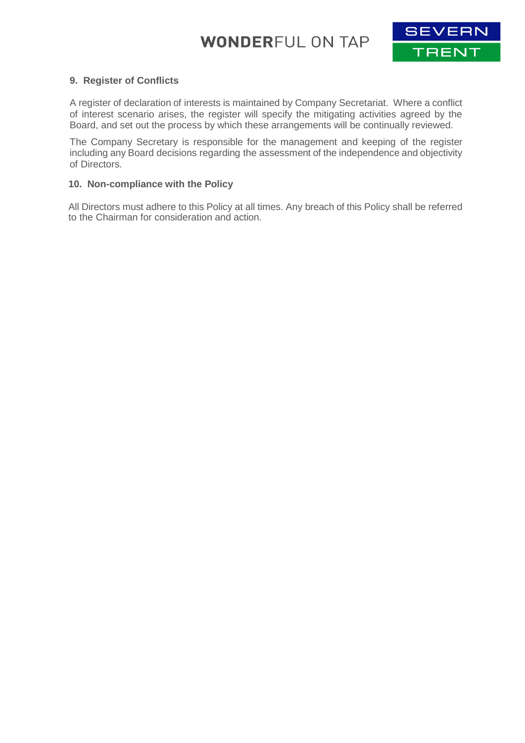## 9. Register of Conflicts

A register of declaration of interests is maintained by Company Secretariat. Where a conflict of interest scenario arises, the register will specify the mitigating activities agreed by the Board, and set out the process by which these arrangements will be continually reviewed.

The Company Secretary is responsible for the management and keeping of the register including any Board decisions regarding the assessment of the independence and objectivity of Directors.

## 10. Non-compliance with the Policy

All Directors must adhere to this Policy at all times. Any breach of this Policy shall be referred to the Chairman for consideration and action.